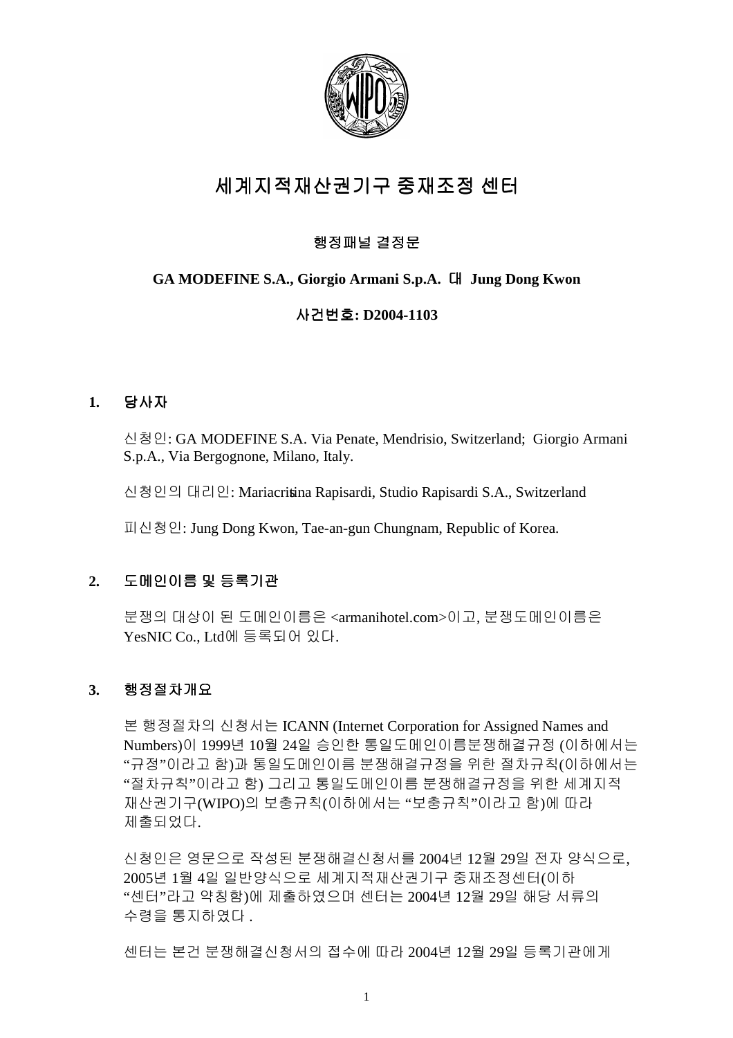# 세계지적재산권기구 중재조정 센터

## 행정패널 결정문

**GA MODEFINE S.A., Giorgio Armani S.p.A. 대 Jung Dong Kwon**

**사건번호: D2004-1103**

## 1. 당사자

신청인: GA MODEFINE S.A. Via Penate, Mendrisio, Switzerland; Giorgio Armani S.p.A., Via Bergognone, Milano, Italy.

신청인의 대리인: Mariacristina Rapisardi, Studio Rapisardi S.A., Switzerland

피신청인: Jung Dong Kwon, Tae-an-gun Chungnam, Republic of Korea.

## 2. 도메인이름 및 등록기관

분쟁의 대상이 된 도메인이름은 <armanihotel.com>이고, 분쟁도메인이름은 YesNIC Co., Ltd에 등록되어 있다.

## 3. 행정절차개요

본 행정절차의 신청서는 ICANN (Internet Corporation for Assigned Names and Numbers)이 1999년 10월 24일 승인한 통일도메인이름분쟁해결규정 (이하에서는 "규정"이라고 함)과 통일도메인이름 분쟁해결규정을 위한 절차규칙(이하에서는 "절차규칙"이라고 함) 그리고 통일도메인이름 분쟁해결규정을 위한 세계지적 재산권기구(WIPO)의 보충규칙(이하에서는 "보충규칙"이라고 함)에 따라 제출되었다.

신청인은 영문으로 작성된 분쟁해결신청서를 2004년 12월 29일 전자 양식으로, 2005년 1월 4일 일반양식으로 세계지적재산권기구 중재조정센터(이하 "센터"라고 약칭함)에 제출하였으며 센터는 2004년 12월 29일 해당 서류의 수령을 통지하였다 .

센터는 본건 분쟁해결신청서의 접수에 따라 2004년 12월 29일 등록기관에게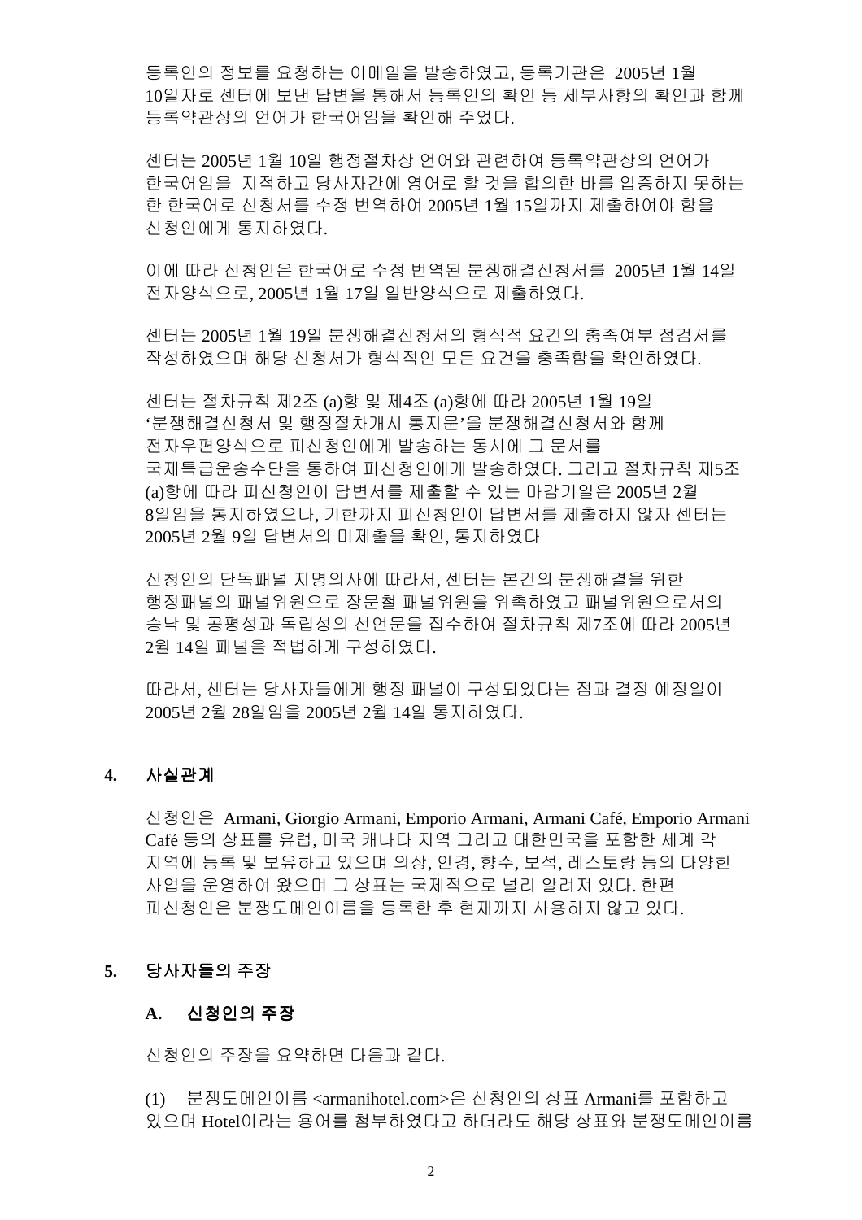등록인의 정보를 요청하는 이메일을 발송하였고, 등록기관은 2005년 1월 10일자로 센터에 보낸 답변을 통해서 등록인의 확인 등 세부사항의 확인과 함께 등록약관상의 언어가 한국어임을 확인해 주었다.

센터는 2005년 1월 10일 행정절차상 언어와 관련하여 등록약관상의 언어가 한국어임을 지적하고 당사자간에 영어로 할 것을 합의한 바를 입증하지 못하는 한 한국어로 신청서를 수정 번역하여 2005년 1월 15일까지 제출하여야 함을 신청인에게 통지하였다.

이에 따라 신청인은 한국어로 수정 번역된 분쟁해결신청서를 2005년 1월 14일 전자양식으로, 2005년 1월 17일 일반양식으로 제출하였다.

센터는 2005년 1월 19일 분쟁해결신청서의 형식적 요건의 충족여부 점검서를 작성하였으며 해당 신청서가 형식적인 모든 요건을 충족함을 확인하였다.

센터는 절차규칙 제2조 (a)항 및 제4조 (a)항에 따라 2005년 1월 19일 '분쟁해결신청서 및 행정절차개시 통지문'을 분쟁해결신청서와 함께 전자우편양식으로 피신청인에게 발송하는 동시에 그 문서를 국제특급운송수단을 통하여 피신청인에게 발송하였다. 그리고 절차규칙 제5조 (a)항에 따라 피신청인이 답변서를 제출할 수 있는 마감기일은 2005년 2월 8일임을 통지하였으나, 기한까지 피신청인이 답변서를 제출하지 않자 센터는 2005년 2월 9일 답변서의 미제출을 확인, 통지하였다

신청인의 단독패널 지명의사에 따라서, 센터는 본건의 분쟁해결을 위한 행정패널의 패널위원으로 장문철 패널위원을 위촉하였고 패널위원으로서의 승낙 및 공평성과 독립성의 선언문을 접수하여 절차규칙 제7조에 따라 2005년 2월 14일 패널을 적법하게 구성하였다.

따라서, 센터는 당사자들에게 행정 패널이 구성되었다는 점과 결정 예정일이 2005년 2월 28일임을 2005년 2월 14일 통지하였다.

## 4. 사실관계

신청인은 Armani, Giorgio Armani, Emporio Armani, Armani Café, Emporio Armani Café 등의 상표를 유럽, 미국 캐나다 지역 그리고 대한민국을 포함한 세계 각 지역에 등록 및 보유하고 있으며 의상, 안경, 향수, 보석, 레스토랑 등의 다양한 사업을 운영하여 왔으며 그 상표는 국제적으로 널리 알려져 있다. 한편 피신청인은 분쟁도메인이름을 등록한 후 현재까지 사용하지 않고 있다.

## 5. 당사자들의 주장

### A. 신청인의 주장

신청인의 주장을 요약하면 다음과 같다.

(1) 분쟁도메인이름 <armanihotel.com>은 신청인의 상표 Armani를 포함하고 있으며 Hotel이라는 용어를 첨부하였다고 하더라도 해당 상표와 분쟁도메인이름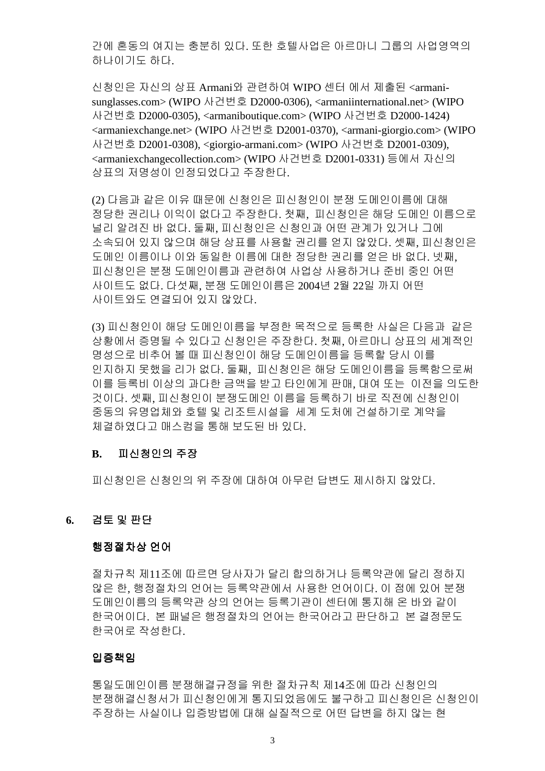간에 혼동의 여지는 충분히 있다. 또한 호텔사업은 아르마니 그룹의 사업영역의 하나이기도 하다.

신청인은 자신의 상표 Armani와 관련하여 WIPO 센터 에서 제출된 <armani-sunglasses.com> (WIPO 사건번호 D2000-0306), <armaniinternational.net> (WIPO 사건번호 D2000-0305), <armaniboutique.com> (WIPO 사건번호 D2000-1424) <armaniexchange.net> (WIPO 사건번호 D2001-0370), <armani-giorgio.com> (WIPO 사건번호 D2001-0308), <giorgio-armani.com> (WIPO 사건번호 D2001-0309), <armaniexchangecollection.com> (WIPO 사건번호 D2001-0331) 등에서 자신의 상표의 저명성이 인정되었다고 주장한다.

(2) 다음과 같은 이유 때문에 신청인은 피신청인이 분쟁 도메인이름에 대해 정당한 권리나 이익이 없다고 주장한다. 첫째, 피신청인은 해당 도메인 이름으로 널리 알려진 바 없다. 둘째, 피신청인은 신청인과 어떤 관계가 있거나 그에 소속되어 있지 않으며 해당 상표를 사용할 권리를 얻지 않았다. 셋째, 피신청인은 도메인 이름이나 이와 동일한 이름에 대한 정당한 권리를 얻은 바 없다. 넷째, 피신청인은 분쟁 도메인이름과 관련하여 사업상 사용하거나 준비 중인 어떤 사이트도 없다. 다섯째, 분쟁 도메인이름은 2004년 2월 22일 까지 어떤 사이트와도 연결되어 있지 않았다.

(3) 피신청인이 해당 도메인이름을 부정한 목적으로 등록한 사실은 다음과 같은 상황에서 증명될 수 있다고 신청인은 주장한다. 첫째, 아르마니 상표의 세계적인 명성으로 비추어 볼 때 피신청인이 해당 도메인이름을 등록할 당시 이를 인지하지 못했을 리가 없다. 둘째, 피신청인은 해당 도메인이름을 등록함으로써 이를 등록비 이상의 과다한 금액을 받고 타인에게 판매, 대여 또는 이전을 의도한 것이다. 셋째, 피신청인이 분쟁도메인 이름을 등록하기 바로 직전에 신청인이 중동의 유명업체와 호텔 및 리조트시설을 세계 도처에 건설하기로 계약을 체결하였다고 매스컴을 통해 보도된 바 있다.

**B. 피신청인의 주장**

피신청인은 신청인의 위 주장에 대하여 아무런 답변도 제시하지 않았다.

## 6. 검토 및 판단

### 행정절차상 언어

절차규칙 제11조에 따르면 당사자가 달리 합의하거나 등록약관에 달리 정하지 않은 한, 행정절차의 언어는 등록약관에서 사용한 언어이다. 이 점에 있어 분쟁 도메인이름의 등록약관 상의 언어는 등록기관이 센터에 통지해 온 바와 같이 한국어이다. 본 패널은 행정절차의 언어는 한국어라고 판단하고 본 결정문도 한국어로 작성한다.

### 입증책임

통일도메인이름 분쟁해결규정을 위한 절차규칙 제14조에 따라 신청인의 분쟁해결신청서가 피신청인에게 통지되었음에도 불구하고 피신청인은 신청인이 주장하는 사실이나 입증방법에 대해 실질적으로 어떤 답변을 하지 않는 현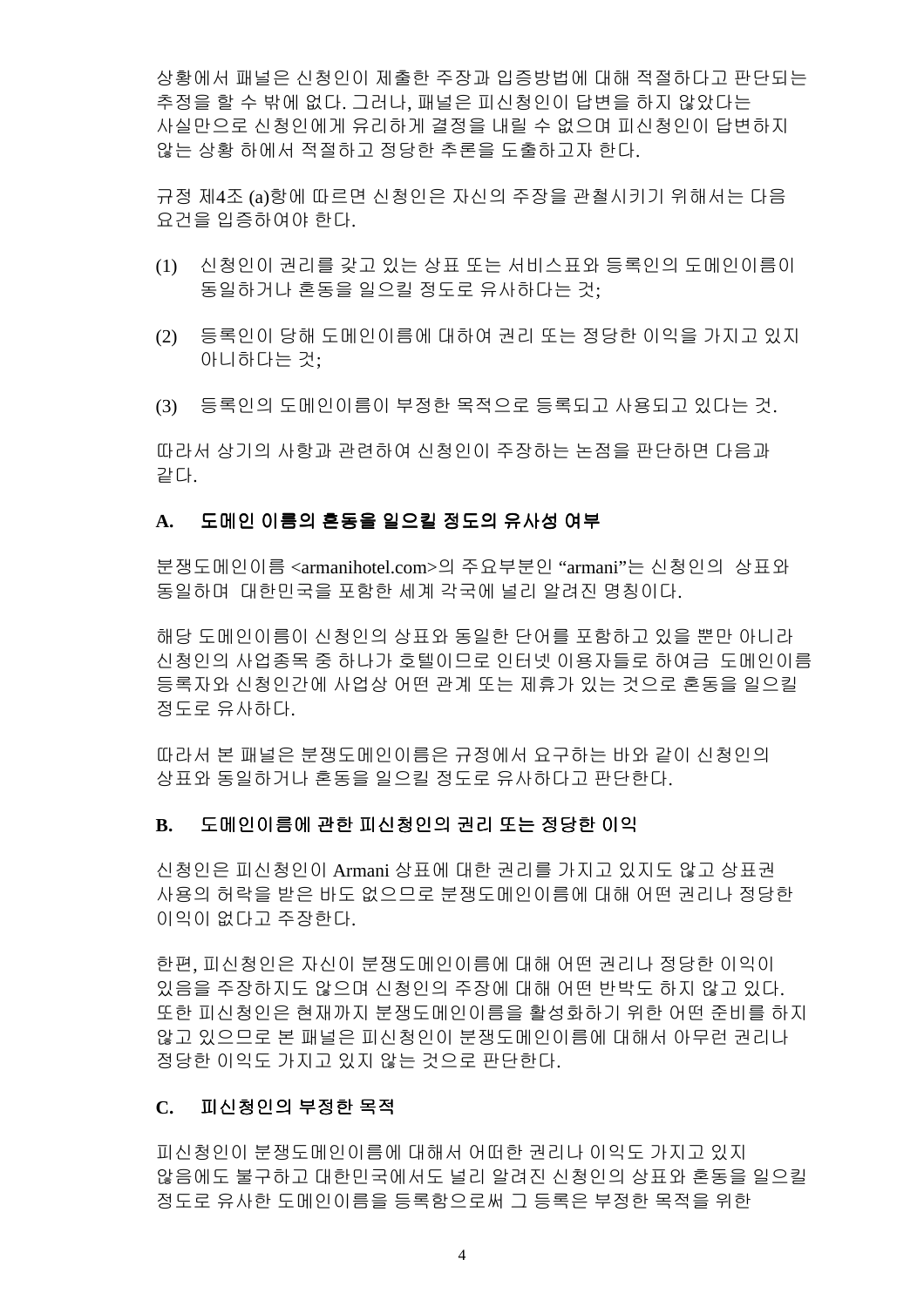상황에서 패널은 신청인이 제출한 주장과 입증방법에 대해 적절하다고 판단되는 추정을 할 수 밖에 없다. 그러나, 패널은 피신청인이 답변을 하지 않았다는 사실만으로 신청인에게 유리하게 결정을 내릴 수 없으며 피신청인이 답변하지 않는 상황 하에서 적절하고 정당한 추론을 도출하고자 한다.

규정 제4조 (a)항에 따르면 신청인은 자신의 주장을 관철시키기 위해서는 다음 요건을 입증하여야 한다.

(1) 신청인이 권리를 갖고 있는 상표 또는 서비스표와 등록인의 도메인이름이 동일하거나 혼동을 일으킬 정도로 유사하다는 것;

(2) 등록인이 당해 도메인이름에 대하여 권리 또는 정당한 이익을 가지고 있지 아니하다는 것;

(3) 등록인의 도메인이름이 부정한 목적으로 등록되고 사용되고 있다는 것.

따라서 상기의 사항과 관련하여 신청인이 주장하는 논점을 판단하면 다음과 같다.

## A. 도메인 이름의 혼동을 일으킬 정도의 유사성 여부

분쟁도메인이름 <armanihotel.com>의 주요부분인 "armani"는 신청인의 상표와 동일하며 대한민국을 포함한 세계 각국에 널리 알려진 명칭이다.

해당 도메인이름이 신청인의 상표와 동일한 단어를 포함하고 있을 뿐만 아니라 신청인의 사업종목 중 하나가 호텔이므로 인터넷 이용자들로 하여금 도메인이름 등록자와 신청인간에 사업상 어떤 관계 또는 제휴가 있는 것으로 혼동을 일으킬 정도로 유사하다.

따라서 본 패널은 분쟁도메인이름은 규정에서 요구하는 바와 같이 신청인의 상표와 동일하거나 혼동을 일으킬 정도로 유사하다고 판단한다.

## B. 도메인이름에 관한 피신청인의 권리 또는 정당한 이익

신청인은 피신청인이 Armani 상표에 대한 권리를 가지고 있지도 않고 상표권 사용의 허락을 받은 바도 없으므로 분쟁도메인이름에 대해 어떤 권리나 정당한 이익이 없다고 주장한다.

한편, 피신청인은 자신이 분쟁도메인이름에 대해 어떤 권리나 정당한 이익이 있음을 주장하지도 않으며 신청인의 주장에 대해 어떤 반박도 하지 않고 있다. 또한 피신청인은 현재까지 분쟁도메인이름을 활성화하기 위한 어떤 준비를 하지 않고 있으므로 본 패널은 피신청인이 분쟁도메인이름에 대해서 아무런 권리나 정당한 이익도 가지고 있지 않는 것으로 판단한다.

## C. 피신청인의 부정한 목적

피신청인이 분쟁도메인이름에 대해서 어떠한 권리나 이익도 가지고 있지 않음에도 불구하고 대한민국에서도 널리 알려진 신청인의 상표와 혼동을 일으킬 정도로 유사한 도메인이름을 등록함으로써 그 등록은 부정한 목적을 위한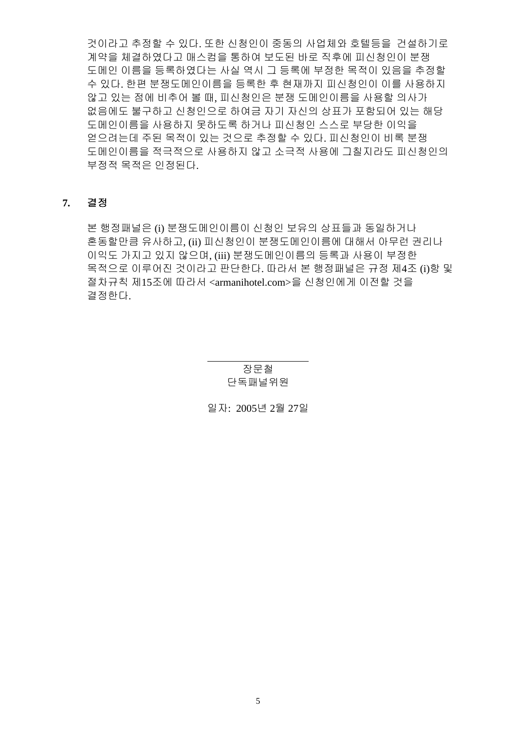것이라고 추정할 수 있다. 또한 신청인이 중동의 사업체와 호텔등을  건설하기로 계약을 체결하였다고 매스컴을 통하여 보도된 바로 직후에 피신청인이 분쟁 도메인 이름을 등록하였다는 사실 역시 그 등록에 부정한 목적이 있음을 추정할 수 있다. 한편 분쟁도메인이름을 등록한 후 현재까지 피신청인이 이를 사용하지 않고 있는 점에 비추어 볼 때, 피신청인은 분쟁 도메인이름을 사용할 의사가 없음에도 불구하고 신청인으로 하여금 자기 자신의 상표가 포함되어 있는 해당 도메인이름을 사용하지 못하도록 하거나 피신청인 스스로 부당한 이익을 얻으려는데 주된 목적이 있는 것으로 추정할 수 있다. 피신청인이 비록 분쟁 도메인이름을 적극적으로 사용하지 않고 소극적 사용에 그칠지라도 피신청인의 부정적 목적은 인정된다.

## 7. 결정

본 행정패널은 (i) 분쟁도메인이름이 신청인 보유의 상표들과 동일하거나 혼동할만큼 유사하고, (ii) 피신청인이 분쟁도메인이름에 대해서 아무런 권리나 이익도 가지고 있지 않으며, (iii) 분쟁도메인이름의 등록과 사용이 부정한 목적으로 이루어진 것이라고 판단한다. 따라서 본 행정패널은 규정 제4조 (i)항 및 절차규칙 제15조에 따라서 <armanihotel.com>을 신청인에게 이전할 것을 결정한다.

장문철
단독패널위원

일자:  2005년 2월 27일